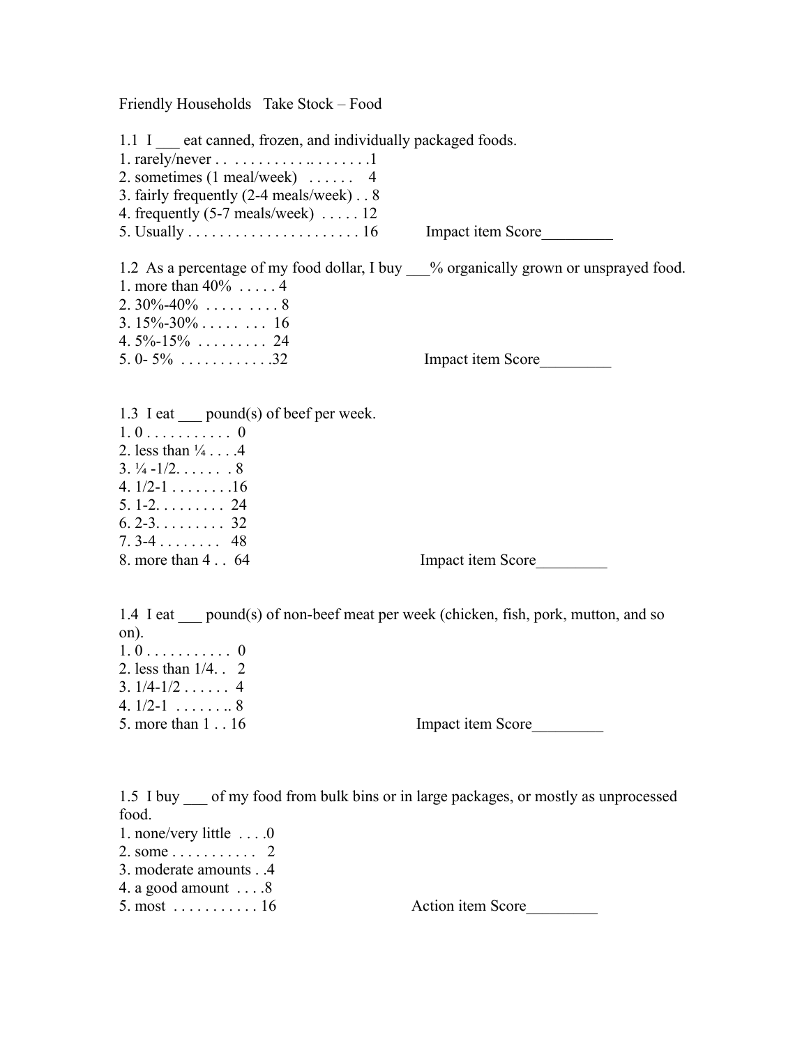Friendly Households   Take Stock – Food

1.1  I ___ eat canned, frozen, and individually packaged foods.

1. rarely/never . .  . . . . . . . . . .. . . . . . . .1
2. sometimes (1 meal/week)  . . . . . .   4
3. fairly frequently (2-4 meals/week) . . 8
4. frequently (5-7 meals/week)  . . . . . 12
5. Usually . . . . . . . . . . . . . . . . . . . . . . 16

Impact item Score_________

1.2  As a percentage of my food dollar, I buy ___% organically grown or unsprayed food.

1. more than 40%  . . . . . 4
2. 30%-40%  . . . . . . . . . 8
3. 15%-30% . . . . . . . .  16
4. 5%-15%  . . . . . . . . .  24
5. 0- 5%  . . . . . . . . . . . .32

Impact item Score_________

1.3  I eat ___ pound(s) of beef per week.

1. 0 . . . . . . . . . . .  0
2. less than ¼ . . . .4
3. ¼ -1/2. . . . . . . 8
4. 1/2-1 . . . . . . . .16
5. 1-2. . . . . . . . .  24
6. 2-3. . . . . . . . .  32
7. 3-4 . . . . . . . .   48
8. more than 4 . .  64

Impact item Score_________

1.4  I eat ___ pound(s) of non-beef meat per week (chicken, fish, pork, mutton, and so on).

1. 0 . . . . . . . . . . .  0
2. less than 1/4. .   2
3. 1/4-1/2 . . . . . .  4
4. 1/2-1  . . . . . . .. 8
5. more than 1 . . 16

Impact item Score_________

1.5  I buy ___ of my food from bulk bins or in large packages, or mostly as unprocessed food.

1. none/very little  . . . .0
2. some . . . . . . . . . . .   2
3. moderate amounts . .4
4. a good amount  . . . .8
5. most  . . . . . . . . . . . 16

Action item Score_________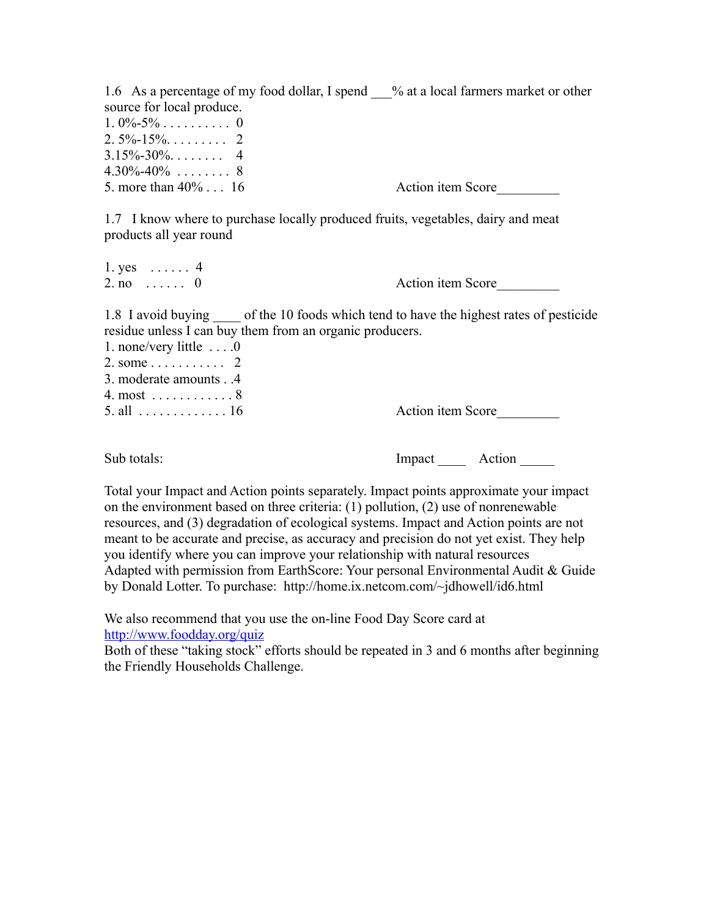1.6 As a percentage of my food dollar, I spend ___% at a local farmers market or other source for local produce.

1. 0%-5% . . . . . . . . . . 0
2. 5%-15%. . . . . . . . . 2
3. 15%-30%. . . . . . . . 4
4. 30%-40% . . . . . . . . 8
5. more than 40% . . . 16

Action item Score_________

1.7 I know where to purchase locally produced fruits, vegetables, dairy and meat products all year round

1. yes . . . . . . 4
2. no . . . . . . 0

Action item Score_________

1.8 I avoid buying ____ of the 10 foods which tend to have the highest rates of pesticide residue unless I can buy them from an organic producers.

1. none/very little . . . .0
2. some . . . . . . . . . . . 2
3. moderate amounts . .4
4. most . . . . . . . . . . . . 8
5. all . . . . . . . . . . . . . 16

Action item Score_________

Sub totals: Impact ____ Action _____

Total your Impact and Action points separately. Impact points approximate your impact on the environment based on three criteria: (1) pollution, (2) use of nonrenewable resources, and (3) degradation of ecological systems. Impact and Action points are not meant to be accurate and precise, as accuracy and precision do not yet exist. They help you identify where you can improve your relationship with natural resources
Adapted with permission from EarthScore: Your personal Environmental Audit & Guide by Donald Lotter. To purchase: http://home.ix.netcom.com/~jdhowell/id6.html

We also recommend that you use the on-line Food Day Score card at [http://www.foodday.org/quiz](http://www.foodday.org/quiz)
Both of these "taking stock" efforts should be repeated in 3 and 6 months after beginning the Friendly Households Challenge.